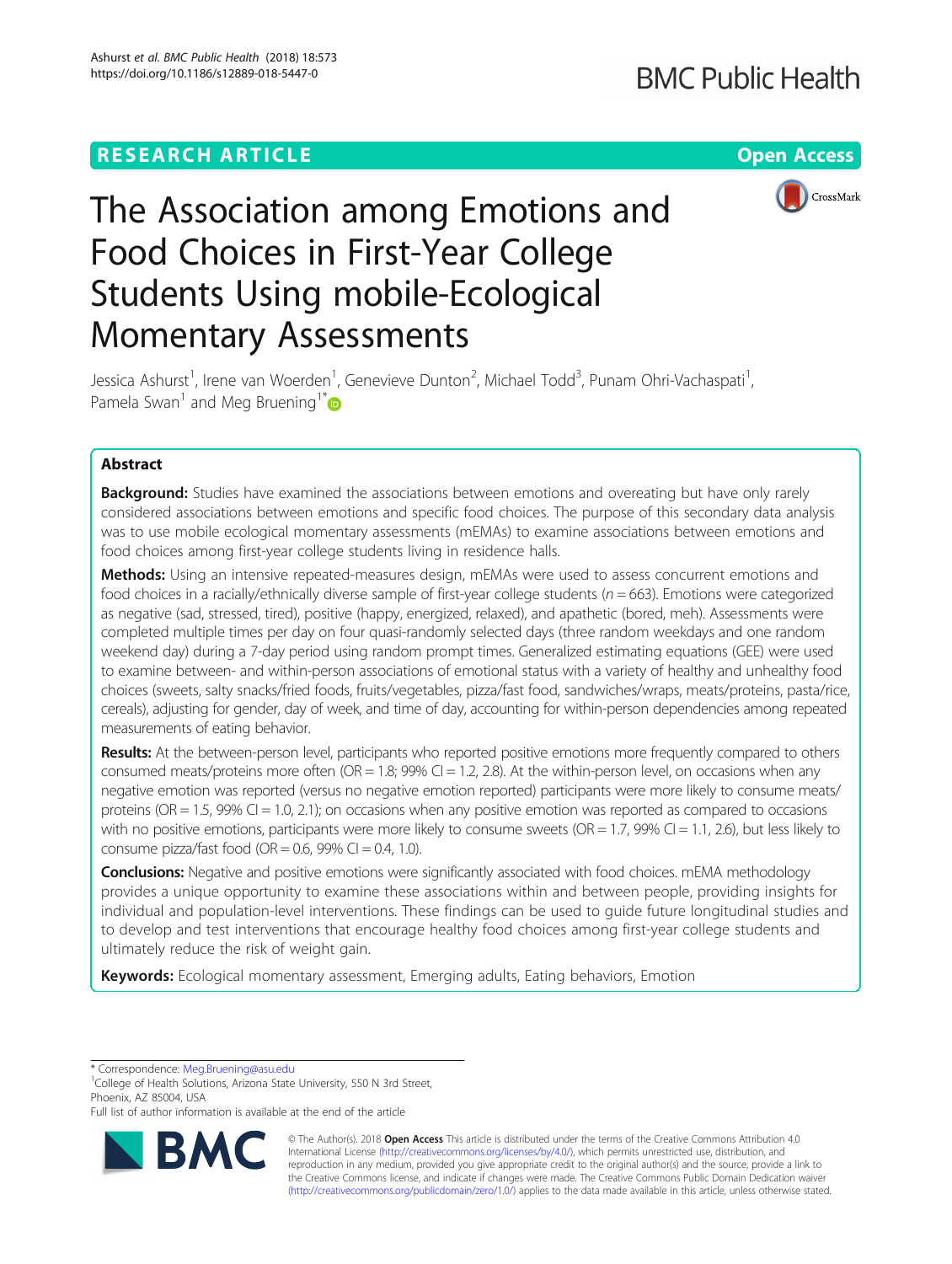RESEARCH ARTICLE

Open Access

# The Association among Emotions and Food Choices in First-Year College Students Using mobile-Ecological Momentary Assessments

Jessica Ashurst[1], Irene van Woerden[1], Genevieve Dunton[2], Michael Todd[3], Punam Ohri-Vachaspati[1], Pamela Swan[1] and Meg Bruening[1*]

## Abstract

**Background:** Studies have examined the associations between emotions and overeating but have only rarely considered associations between emotions and specific food choices. The purpose of this secondary data analysis was to use mobile ecological momentary assessments (mEMAs) to examine associations between emotions and food choices among first-year college students living in residence halls.

**Methods:** Using an intensive repeated-measures design, mEMAs were used to assess concurrent emotions and food choices in a racially/ethnically diverse sample of first-year college students ($n = 663$). Emotions were categorized as negative (sad, stressed, tired), positive (happy, energized, relaxed), and apathetic (bored, meh). Assessments were completed multiple times per day on four quasi-randomly selected days (three random weekdays and one random weekend day) during a 7-day period using random prompt times. Generalized estimating equations (GEE) were used to examine between- and within-person associations of emotional status with a variety of healthy and unhealthy food choices (sweets, salty snacks/fried foods, fruits/vegetables, pizza/fast food, sandwiches/wraps, meats/proteins, pasta/rice, cereals), adjusting for gender, day of week, and time of day, accounting for within-person dependencies among repeated measurements of eating behavior.

**Results:** At the between-person level, participants who reported positive emotions more frequently compared to others consumed meats/proteins more often (OR = 1.8; 99% CI = 1.2, 2.8). At the within-person level, on occasions when any negative emotion was reported (versus no negative emotion reported) participants were more likely to consume meats/proteins (OR = 1.5, 99% CI = 1.0, 2.1); on occasions when any positive emotion was reported as compared to occasions with no positive emotions, participants were more likely to consume sweets (OR = 1.7, 99% CI = 1.1, 2.6), but less likely to consume pizza/fast food (OR = 0.6, 99% CI = 0.4, 1.0).

**Conclusions:** Negative and positive emotions were significantly associated with food choices. mEMA methodology provides a unique opportunity to examine these associations within and between people, providing insights for individual and population-level interventions. These findings can be used to guide future longitudinal studies and to develop and test interventions that encourage healthy food choices among first-year college students and ultimately reduce the risk of weight gain.

**Keywords:** Ecological momentary assessment, Emerging adults, Eating behaviors, Emotion

---

* Correspondence: Meg.Bruening@asu.edu
[1]College of Health Solutions, Arizona State University, 550 N 3rd Street, Phoenix, AZ 85004, USA
Full list of author information is available at the end of the article

© The Author(s). 2018 **Open Access** This article is distributed under the terms of the Creative Commons Attribution 4.0 International License (http://creativecommons.org/licenses/by/4.0/), which permits unrestricted use, distribution, and reproduction in any medium, provided you give appropriate credit to the original author(s) and the source, provide a link to the Creative Commons license, and indicate if changes were made. The Creative Commons Public Domain Dedication waiver (http://creativecommons.org/publicdomain/zero/1.0/) applies to the data made available in this article, unless otherwise stated.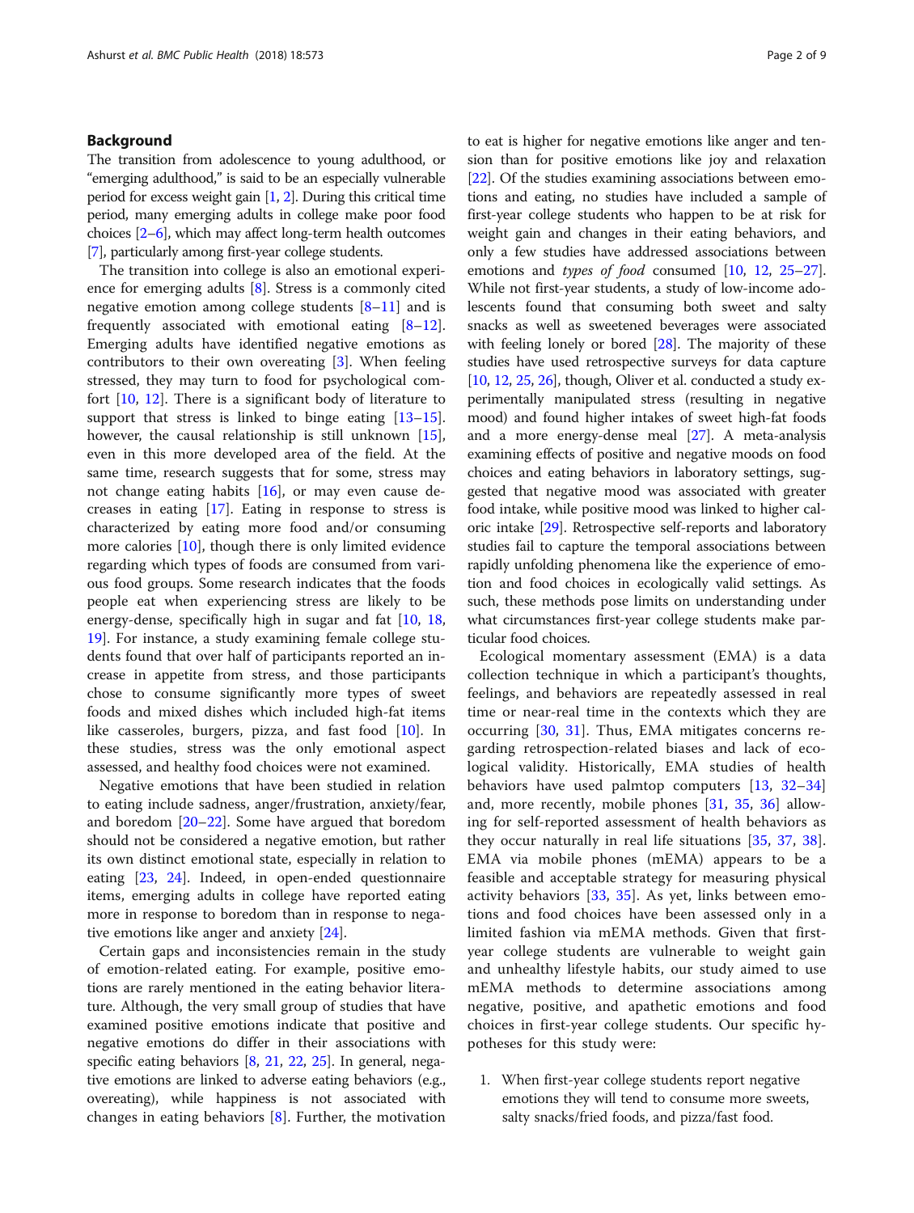## Background

The transition from adolescence to young adulthood, or "emerging adulthood," is said to be an especially vulnerable period for excess weight gain [1, 2]. During this critical time period, many emerging adults in college make poor food choices [2–6], which may affect long-term health outcomes [7], particularly among first-year college students.

The transition into college is also an emotional experience for emerging adults [8]. Stress is a commonly cited negative emotion among college students [8–11] and is frequently associated with emotional eating [8–12]. Emerging adults have identified negative emotions as contributors to their own overeating [3]. When feeling stressed, they may turn to food for psychological comfort [10, 12]. There is a significant body of literature to support that stress is linked to binge eating [13–15]. however, the causal relationship is still unknown [15], even in this more developed area of the field. At the same time, research suggests that for some, stress may not change eating habits [16], or may even cause decreases in eating [17]. Eating in response to stress is characterized by eating more food and/or consuming more calories [10], though there is only limited evidence regarding which types of foods are consumed from various food groups. Some research indicates that the foods people eat when experiencing stress are likely to be energy-dense, specifically high in sugar and fat [10, 18, 19]. For instance, a study examining female college students found that over half of participants reported an increase in appetite from stress, and those participants chose to consume significantly more types of sweet foods and mixed dishes which included high-fat items like casseroles, burgers, pizza, and fast food [10]. In these studies, stress was the only emotional aspect assessed, and healthy food choices were not examined.

Negative emotions that have been studied in relation to eating include sadness, anger/frustration, anxiety/fear, and boredom [20–22]. Some have argued that boredom should not be considered a negative emotion, but rather its own distinct emotional state, especially in relation to eating [23, 24]. Indeed, in open-ended questionnaire items, emerging adults in college have reported eating more in response to boredom than in response to negative emotions like anger and anxiety [24].

Certain gaps and inconsistencies remain in the study of emotion-related eating. For example, positive emotions are rarely mentioned in the eating behavior literature. Although, the very small group of studies that have examined positive emotions indicate that positive and negative emotions do differ in their associations with specific eating behaviors [8, 21, 22, 25]. In general, negative emotions are linked to adverse eating behaviors (e.g., overeating), while happiness is not associated with changes in eating behaviors [8]. Further, the motivation to eat is higher for negative emotions like anger and tension than for positive emotions like joy and relaxation [22]. Of the studies examining associations between emotions and eating, no studies have included a sample of first-year college students who happen to be at risk for weight gain and changes in their eating behaviors, and only a few studies have addressed associations between emotions and *types of food* consumed [10, 12, 25–27]. While not first-year students, a study of low-income adolescents found that consuming both sweet and salty snacks as well as sweetened beverages were associated with feeling lonely or bored [28]. The majority of these studies have used retrospective surveys for data capture [10, 12, 25, 26], though, Oliver et al. conducted a study experimentally manipulated stress (resulting in negative mood) and found higher intakes of sweet high-fat foods and a more energy-dense meal [27]. A meta-analysis examining effects of positive and negative moods on food choices and eating behaviors in laboratory settings, suggested that negative mood was associated with greater food intake, while positive mood was linked to higher caloric intake [29]. Retrospective self-reports and laboratory studies fail to capture the temporal associations between rapidly unfolding phenomena like the experience of emotion and food choices in ecologically valid settings. As such, these methods pose limits on understanding under what circumstances first-year college students make particular food choices.

Ecological momentary assessment (EMA) is a data collection technique in which a participant's thoughts, feelings, and behaviors are repeatedly assessed in real time or near-real time in the contexts which they are occurring [30, 31]. Thus, EMA mitigates concerns regarding retrospection-related biases and lack of ecological validity. Historically, EMA studies of health behaviors have used palmtop computers [13, 32–34] and, more recently, mobile phones [31, 35, 36] allowing for self-reported assessment of health behaviors as they occur naturally in real life situations [35, 37, 38]. EMA via mobile phones (mEMA) appears to be a feasible and acceptable strategy for measuring physical activity behaviors [33, 35]. As yet, links between emotions and food choices have been assessed only in a limited fashion via mEMA methods. Given that first-year college students are vulnerable to weight gain and unhealthy lifestyle habits, our study aimed to use mEMA methods to determine associations among negative, positive, and apathetic emotions and food choices in first-year college students. Our specific hypotheses for this study were:

1. When first-year college students report negative emotions they will tend to consume more sweets, salty snacks/fried foods, and pizza/fast food.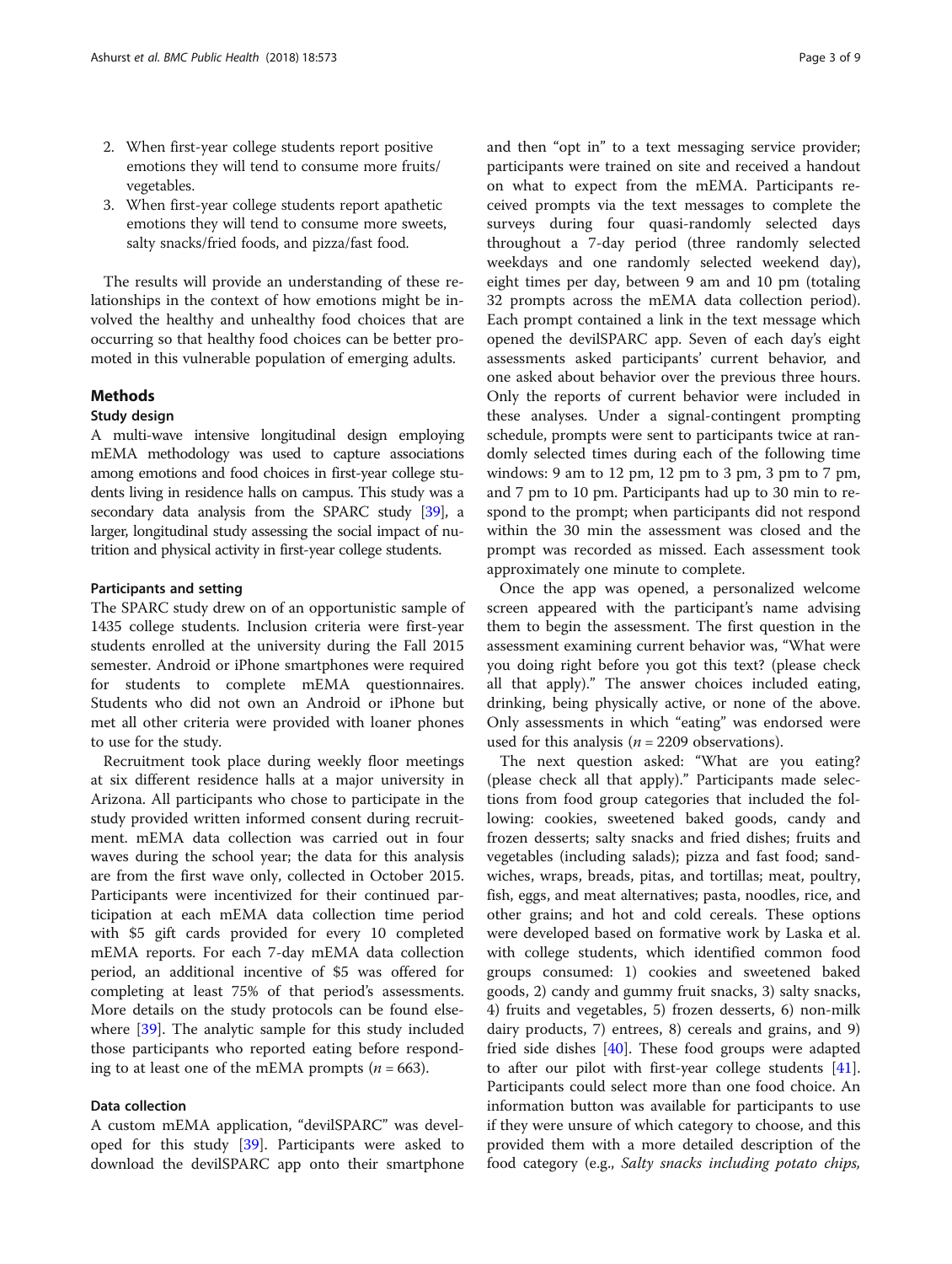2. When first-year college students report positive emotions they will tend to consume more fruits/vegetables.
3. When first-year college students report apathetic emotions they will tend to consume more sweets, salty snacks/fried foods, and pizza/fast food.

The results will provide an understanding of these relationships in the context of how emotions might be involved the healthy and unhealthy food choices that are occurring so that healthy food choices can be better promoted in this vulnerable population of emerging adults.

## Methods

### Study design

A multi-wave intensive longitudinal design employing mEMA methodology was used to capture associations among emotions and food choices in first-year college students living in residence halls on campus. This study was a secondary data analysis from the SPARC study [39], a larger, longitudinal study assessing the social impact of nutrition and physical activity in first-year college students.

#### Participants and setting

The SPARC study drew on of an opportunistic sample of 1435 college students. Inclusion criteria were first-year students enrolled at the university during the Fall 2015 semester. Android or iPhone smartphones were required for students to complete mEMA questionnaires. Students who did not own an Android or iPhone but met all other criteria were provided with loaner phones to use for the study.

Recruitment took place during weekly floor meetings at six different residence halls at a major university in Arizona. All participants who chose to participate in the study provided written informed consent during recruitment. mEMA data collection was carried out in four waves during the school year; the data for this analysis are from the first wave only, collected in October 2015. Participants were incentivized for their continued participation at each mEMA data collection time period with $5 gift cards provided for every 10 completed mEMA reports. For each 7-day mEMA data collection period, an additional incentive of $5 was offered for completing at least 75% of that period's assessments. More details on the study protocols can be found elsewhere [39]. The analytic sample for this study included those participants who reported eating before responding to at least one of the mEMA prompts ($n = 663$).

#### Data collection

A custom mEMA application, "devilSPARC" was developed for this study [39]. Participants were asked to download the devilSPARC app onto their smartphone and then "opt in" to a text messaging service provider; participants were trained on site and received a handout on what to expect from the mEMA. Participants received prompts via the text messages to complete the surveys during four quasi-randomly selected days throughout a 7-day period (three randomly selected weekdays and one randomly selected weekend day), eight times per day, between 9 am and 10 pm (totaling 32 prompts across the mEMA data collection period). Each prompt contained a link in the text message which opened the devilSPARC app. Seven of each day's eight assessments asked participants' current behavior, and one asked about behavior over the previous three hours. Only the reports of current behavior were included in these analyses. Under a signal-contingent prompting schedule, prompts were sent to participants twice at randomly selected times during each of the following time windows: 9 am to 12 pm, 12 pm to 3 pm, 3 pm to 7 pm, and 7 pm to 10 pm. Participants had up to 30 min to respond to the prompt; when participants did not respond within the 30 min the assessment was closed and the prompt was recorded as missed. Each assessment took approximately one minute to complete.

Once the app was opened, a personalized welcome screen appeared with the participant's name advising them to begin the assessment. The first question in the assessment examining current behavior was, "What were you doing right before you got this text? (please check all that apply)." The answer choices included eating, drinking, being physically active, or none of the above. Only assessments in which "eating" was endorsed were used for this analysis ($n = 2209$ observations).

The next question asked: "What are you eating? (please check all that apply)." Participants made selections from food group categories that included the following: cookies, sweetened baked goods, candy and frozen desserts; salty snacks and fried dishes; fruits and vegetables (including salads); pizza and fast food; sandwiches, wraps, breads, pitas, and tortillas; meat, poultry, fish, eggs, and meat alternatives; pasta, noodles, rice, and other grains; and hot and cold cereals. These options were developed based on formative work by Laska et al. with college students, which identified common food groups consumed: 1) cookies and sweetened baked goods, 2) candy and gummy fruit snacks, 3) salty snacks, 4) fruits and vegetables, 5) frozen desserts, 6) non-milk dairy products, 7) entrees, 8) cereals and grains, and 9) fried side dishes [40]. These food groups were adapted to after our pilot with first-year college students [41]. Participants could select more than one food choice. An information button was available for participants to use if they were unsure of which category to choose, and this provided them with a more detailed description of the food category (e.g., *Salty snacks including potato chips,*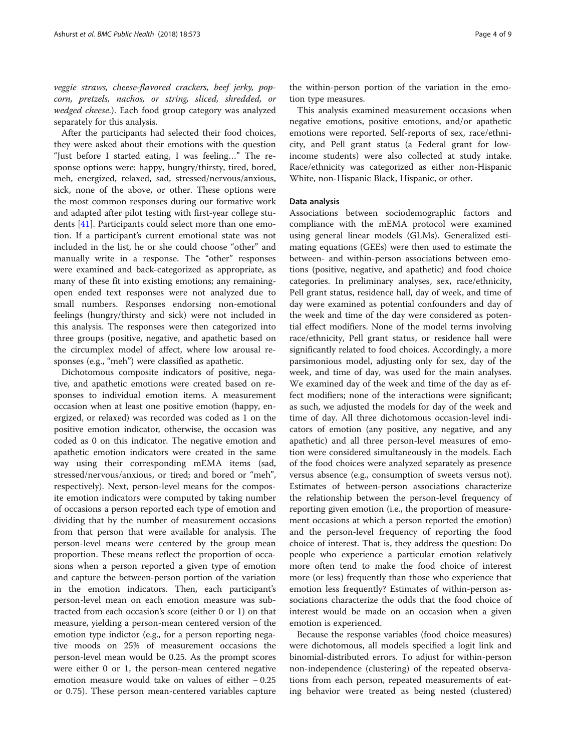*veggie straws, cheese-flavored crackers, beef jerky, popcorn, pretzels, nachos, or string, sliced, shredded, or wedged cheese.*). Each food group category was analyzed separately for this analysis.

After the participants had selected their food choices, they were asked about their emotions with the question "Just before I started eating, I was feeling…" The response options were: happy, hungry/thirsty, tired, bored, meh, energized, relaxed, sad, stressed/nervous/anxious, sick, none of the above, or other. These options were the most common responses during our formative work and adapted after pilot testing with first-year college students [41]. Participants could select more than one emotion. If a participant's current emotional state was not included in the list, he or she could choose "other" and manually write in a response. The "other" responses were examined and back-categorized as appropriate, as many of these fit into existing emotions; any remaining-open ended text responses were not analyzed due to small numbers. Responses endorsing non-emotional feelings (hungry/thirsty and sick) were not included in this analysis. The responses were then categorized into three groups (positive, negative, and apathetic based on the circumplex model of affect, where low arousal responses (e.g., "meh") were classified as apathetic.

Dichotomous composite indicators of positive, negative, and apathetic emotions were created based on responses to individual emotion items. A measurement occasion when at least one positive emotion (happy, energized, or relaxed) was recorded was coded as 1 on the positive emotion indicator, otherwise, the occasion was coded as 0 on this indicator. The negative emotion and apathetic emotion indicators were created in the same way using their corresponding mEMA items (sad, stressed/nervous/anxious, or tired; and bored or "meh", respectively). Next, person-level means for the composite emotion indicators were computed by taking number of occasions a person reported each type of emotion and dividing that by the number of measurement occasions from that person that were available for analysis. The person-level means were centered by the group mean proportion. These means reflect the proportion of occasions when a person reported a given type of emotion and capture the between-person portion of the variation in the emotion indicators. Then, each participant's person-level mean on each emotion measure was subtracted from each occasion's score (either 0 or 1) on that measure, yielding a person-mean centered version of the emotion type indictor (e.g., for a person reporting negative moods on 25% of measurement occasions the person-level mean would be 0.25. As the prompt scores were either 0 or 1, the person-mean centered negative emotion measure would take on values of either – 0.25 or 0.75). These person mean-centered variables capture the within-person portion of the variation in the emotion type measures.

This analysis examined measurement occasions when negative emotions, positive emotions, and/or apathetic emotions were reported. Self-reports of sex, race/ethnicity, and Pell grant status (a Federal grant for low-income students) were also collected at study intake. Race/ethnicity was categorized as either non-Hispanic White, non-Hispanic Black, Hispanic, or other.

## Data analysis

Associations between sociodemographic factors and compliance with the mEMA protocol were examined using general linear models (GLMs). Generalized estimating equations (GEEs) were then used to estimate the between- and within-person associations between emotions (positive, negative, and apathetic) and food choice categories. In preliminary analyses, sex, race/ethnicity, Pell grant status, residence hall, day of week, and time of day were examined as potential confounders and day of the week and time of the day were considered as potential effect modifiers. None of the model terms involving race/ethnicity, Pell grant status, or residence hall were significantly related to food choices. Accordingly, a more parsimonious model, adjusting only for sex, day of the week, and time of day, was used for the main analyses. We examined day of the week and time of the day as effect modifiers; none of the interactions were significant; as such, we adjusted the models for day of the week and time of day. All three dichotomous occasion-level indicators of emotion (any positive, any negative, and any apathetic) and all three person-level measures of emotion were considered simultaneously in the models. Each of the food choices were analyzed separately as presence versus absence (e.g., consumption of sweets versus not). Estimates of between-person associations characterize the relationship between the person-level frequency of reporting given emotion (i.e., the proportion of measurement occasions at which a person reported the emotion) and the person-level frequency of reporting the food choice of interest. That is, they address the question: Do people who experience a particular emotion relatively more often tend to make the food choice of interest more (or less) frequently than those who experience that emotion less frequently? Estimates of within-person associations characterize the odds that the food choice of interest would be made on an occasion when a given emotion is experienced.

Because the response variables (food choice measures) were dichotomous, all models specified a logit link and binomial-distributed errors. To adjust for within-person non-independence (clustering) of the repeated observations from each person, repeated measurements of eating behavior were treated as being nested (clustered)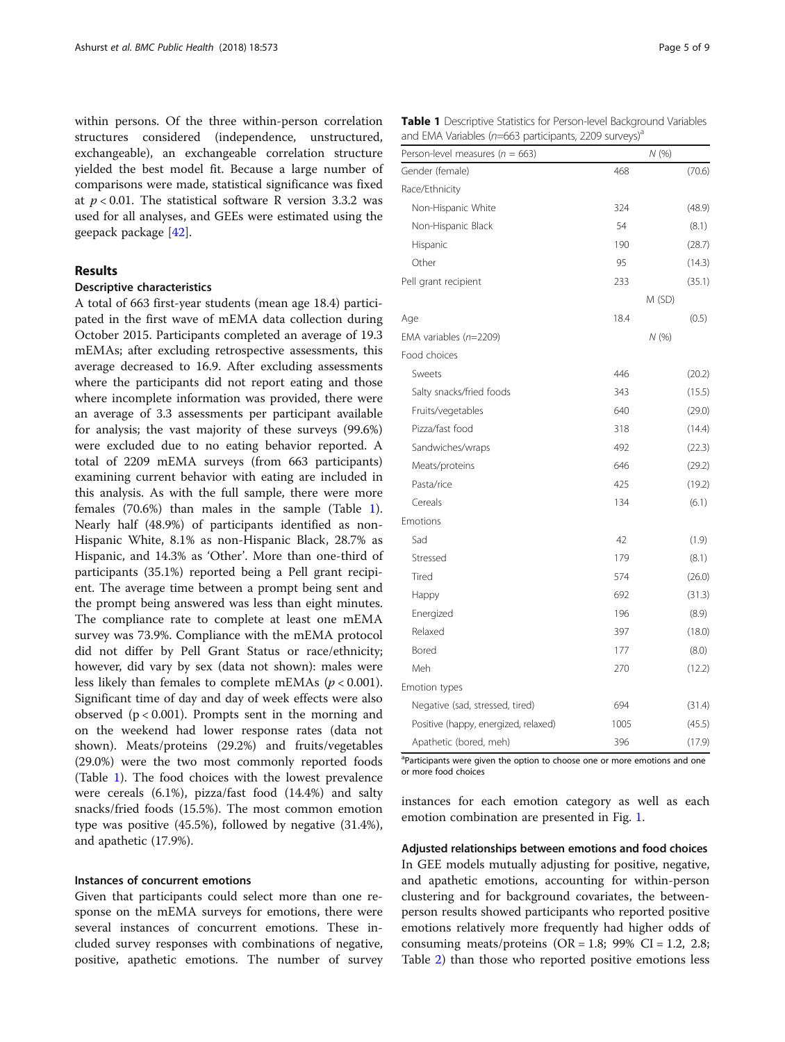within persons. Of the three within-person correlation structures considered (independence, unstructured, exchangeable), an exchangeable correlation structure yielded the best model fit. Because a large number of comparisons were made, statistical significance was fixed at $p < 0.01$. The statistical software R version 3.3.2 was used for all analyses, and GEEs were estimated using the geepack package [42].

## Results

### Descriptive characteristics

A total of 663 first-year students (mean age 18.4) participated in the first wave of mEMA data collection during October 2015. Participants completed an average of 19.3 mEMAs; after excluding retrospective assessments, this average decreased to 16.9. After excluding assessments where the participants did not report eating and those where incomplete information was provided, there were an average of 3.3 assessments per participant available for analysis; the vast majority of these surveys (99.6%) were excluded due to no eating behavior reported. A total of 2209 mEMA surveys (from 663 participants) examining current behavior with eating are included in this analysis. As with the full sample, there were more females (70.6%) than males in the sample (Table 1). Nearly half (48.9%) of participants identified as non-Hispanic White, 8.1% as non-Hispanic Black, 28.7% as Hispanic, and 14.3% as 'Other'. More than one-third of participants (35.1%) reported being a Pell grant recipient. The average time between a prompt being sent and the prompt being answered was less than eight minutes. The compliance rate to complete at least one mEMA survey was 73.9%. Compliance with the mEMA protocol did not differ by Pell Grant Status or race/ethnicity; however, did vary by sex (data not shown): males were less likely than females to complete mEMAs ($p < 0.001$). Significant time of day and day of week effects were also observed ($p < 0.001$). Prompts sent in the morning and on the weekend had lower response rates (data not shown). Meats/proteins (29.2%) and fruits/vegetables (29.0%) were the two most commonly reported foods (Table 1). The food choices with the lowest prevalence were cereals (6.1%), pizza/fast food (14.4%) and salty snacks/fried foods (15.5%). The most common emotion type was positive (45.5%), followed by negative (31.4%), and apathetic (17.9%).

### Instances of concurrent emotions

Given that participants could select more than one response on the mEMA surveys for emotions, there were several instances of concurrent emotions. These included survey responses with combinations of negative, positive, apathetic emotions. The number of survey instances for each emotion category as well as each emotion combination are presented in Fig. 1.

**Table 1** Descriptive Statistics for Person-level Background Variables and EMA Variables ($n$=663 participants, 2209 surveys)[a]

| Person-level measures ($n$ = 663) | N (%) | |
|---|---|---|
| Gender (female) | 468 | (70.6) |
| Race/Ethnicity | | |
| Non-Hispanic White | 324 | (48.9) |
| Non-Hispanic Black | 54 | (8.1) |
| Hispanic | 190 | (28.7) |
| Other | 95 | (14.3) |
| Pell grant recipient | 233 | (35.1) |
| | M (SD) | |
| Age | 18.4 | (0.5) |
| EMA variables ($n$=2209) | N (%) | |
| Food choices | | |
| Sweets | 446 | (20.2) |
| Salty snacks/fried foods | 343 | (15.5) |
| Fruits/vegetables | 640 | (29.0) |
| Pizza/fast food | 318 | (14.4) |
| Sandwiches/wraps | 492 | (22.3) |
| Meats/proteins | 646 | (29.2) |
| Pasta/rice | 425 | (19.2) |
| Cereals | 134 | (6.1) |
| Emotions | | |
| Sad | 42 | (1.9) |
| Stressed | 179 | (8.1) |
| Tired | 574 | (26.0) |
| Happy | 692 | (31.3) |
| Energized | 196 | (8.9) |
| Relaxed | 397 | (18.0) |
| Bored | 177 | (8.0) |
| Meh | 270 | (12.2) |
| Emotion types | | |
| Negative (sad, stressed, tired) | 694 | (31.4) |
| Positive (happy, energized, relaxed) | 1005 | (45.5) |
| Apathetic (bored, meh) | 396 | (17.9) |

[a]Participants were given the option to choose one or more emotions and one or more food choices

### Adjusted relationships between emotions and food choices

In GEE models mutually adjusting for positive, negative, and apathetic emotions, accounting for within-person clustering and for background covariates, the between-person results showed participants who reported positive emotions relatively more frequently had higher odds of consuming meats/proteins (OR = 1.8; 99% CI = 1.2, 2.8; Table 2) than those who reported positive emotions less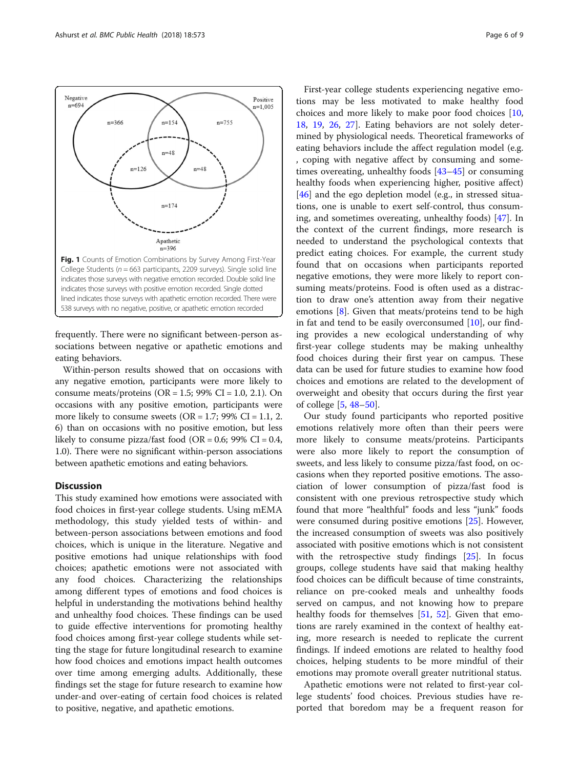Negative n=694

Positive n=1,005

Apathetic n=396

n=366, n=154, n=755, n=48, n=126, n=48, n=174

**Fig. 1** Counts of Emotion Combinations by Survey Among First-Year College Students (*n* = 663 participants, 2209 surveys). Single solid line indicates those surveys with negative emotion recorded. Double solid line indicates those surveys with positive emotion recorded. Single dotted lined indicates those surveys with apathetic emotion recorded. There were 538 surveys with no negative, positive, or apathetic emotion recorded

frequently. There were no significant between-person associations between negative or apathetic emotions and eating behaviors.

Within-person results showed that on occasions with any negative emotion, participants were more likely to consume meats/proteins (OR = 1.5; 99% CI = 1.0, 2.1). On occasions with any positive emotion, participants were more likely to consume sweets (OR = 1.7; 99% CI = 1.1, 2.6) than on occasions with no positive emotion, but less likely to consume pizza/fast food (OR = 0.6; 99% CI = 0.4, 1.0). There were no significant within-person associations between apathetic emotions and eating behaviors.

## Discussion

This study examined how emotions were associated with food choices in first-year college students. Using mEMA methodology, this study yielded tests of within- and between-person associations between emotions and food choices, which is unique in the literature. Negative and positive emotions had unique relationships with food choices; apathetic emotions were not associated with any food choices. Characterizing the relationships among different types of emotions and food choices is helpful in understanding the motivations behind healthy and unhealthy food choices. These findings can be used to guide effective interventions for promoting healthy food choices among first-year college students while setting the stage for future longitudinal research to examine how food choices and emotions impact health outcomes over time among emerging adults. Additionally, these findings set the stage for future research to examine how under-and over-eating of certain food choices is related to positive, negative, and apathetic emotions.

First-year college students experiencing negative emotions may be less motivated to make healthy food choices and more likely to make poor food choices [10, 18, 19, 26, 27]. Eating behaviors are not solely determined by physiological needs. Theoretical frameworks of eating behaviors include the affect regulation model (e.g., coping with negative affect by consuming and sometimes overeating, unhealthy foods [43–45] or consuming healthy foods when experiencing higher, positive affect) [46] and the ego depletion model (e.g., in stressed situations, one is unable to exert self-control, thus consuming, and sometimes overeating, unhealthy foods) [47]. In the context of the current findings, more research is needed to understand the psychological contexts that predict eating choices. For example, the current study found that on occasions when participants reported negative emotions, they were more likely to report consuming meats/proteins. Food is often used as a distraction to draw one's attention away from their negative emotions [8]. Given that meats/proteins tend to be high in fat and tend to be easily overconsumed [10], our finding provides a new ecological understanding of why first-year college students may be making unhealthy food choices during their first year on campus. These data can be used for future studies to examine how food choices and emotions are related to the development of overweight and obesity that occurs during the first year of college [5, 48–50].

Our study found participants who reported positive emotions relatively more often than their peers were more likely to consume meats/proteins. Participants were also more likely to report the consumption of sweets, and less likely to consume pizza/fast food, on occasions when they reported positive emotions. The association of lower consumption of pizza/fast food is consistent with one previous retrospective study which found that more "healthful" foods and less "junk" foods were consumed during positive emotions [25]. However, the increased consumption of sweets was also positively associated with positive emotions which is not consistent with the retrospective study findings [25]. In focus groups, college students have said that making healthy food choices can be difficult because of time constraints, reliance on pre-cooked meals and unhealthy foods served on campus, and not knowing how to prepare healthy foods for themselves [51, 52]. Given that emotions are rarely examined in the context of healthy eating, more research is needed to replicate the current findings. If indeed emotions are related to healthy food choices, helping students to be more mindful of their emotions may promote overall greater nutritional status.

Apathetic emotions were not related to first-year college students' food choices. Previous studies have reported that boredom may be a frequent reason for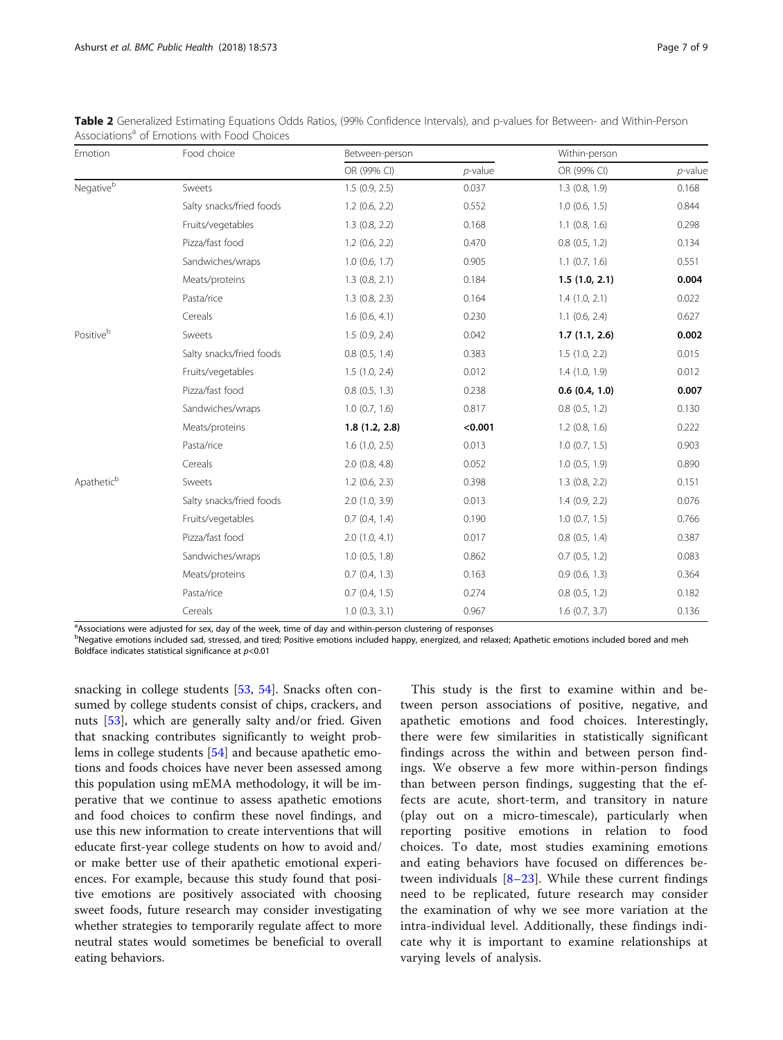**Table 2** Generalized Estimating Equations Odds Ratios, (99% Confidence Intervals), and p-values for Between- and Within-Person Associations[a] of Emotions with Food Choices

| Emotion | Food choice | Between-person | | Within-person | |
|---|---|---|---|---|---|
| | | OR (99% CI) | *p*-value | OR (99% CI) | *p*-value |
| Negative[b] | Sweets | 1.5 (0.9, 2.5) | 0.037 | 1.3 (0.8, 1.9) | 0.168 |
| | Salty snacks/fried foods | 1.2 (0.6, 2.2) | 0.552 | 1.0 (0.6, 1.5) | 0.844 |
| | Fruits/vegetables | 1.3 (0.8, 2.2) | 0.168 | 1.1 (0.8, 1.6) | 0.298 |
| | Pizza/fast food | 1.2 (0.6, 2.2) | 0.470 | 0.8 (0.5, 1.2) | 0.134 |
| | Sandwiches/wraps | 1.0 (0.6, 1.7) | 0.905 | 1.1 (0.7, 1.6) | 0.551 |
| | Meats/proteins | 1.3 (0.8, 2.1) | 0.184 | **1.5 (1.0, 2.1)** | **0.004** |
| | Pasta/rice | 1.3 (0.8, 2.3) | 0.164 | 1.4 (1.0, 2.1) | 0.022 |
| | Cereals | 1.6 (0.6, 4.1) | 0.230 | 1.1 (0.6, 2.4) | 0.627 |
| Positive[b] | Sweets | 1.5 (0.9, 2.4) | 0.042 | **1.7 (1.1, 2.6)** | **0.002** |
| | Salty snacks/fried foods | 0.8 (0.5, 1.4) | 0.383 | 1.5 (1.0, 2.2) | 0.015 |
| | Fruits/vegetables | 1.5 (1.0, 2.4) | 0.012 | 1.4 (1.0, 1.9) | 0.012 |
| | Pizza/fast food | 0.8 (0.5, 1.3) | 0.238 | **0.6 (0.4, 1.0)** | **0.007** |
| | Sandwiches/wraps | 1.0 (0.7, 1.6) | 0.817 | 0.8 (0.5, 1.2) | 0.130 |
| | Meats/proteins | **1.8 (1.2, 2.8)** | **<0.001** | 1.2 (0.8, 1.6) | 0.222 |
| | Pasta/rice | 1.6 (1.0, 2.5) | 0.013 | 1.0 (0.7, 1.5) | 0.903 |
| | Cereals | 2.0 (0.8, 4.8) | 0.052 | 1.0 (0.5, 1.9) | 0.890 |
| Apathetic[b] | Sweets | 1.2 (0.6, 2.3) | 0.398 | 1.3 (0.8, 2.2) | 0.151 |
| | Salty snacks/fried foods | 2.0 (1.0, 3.9) | 0.013 | 1.4 (0.9, 2.2) | 0.076 |
| | Fruits/vegetables | 0.7 (0.4, 1.4) | 0.190 | 1.0 (0.7, 1.5) | 0.766 |
| | Pizza/fast food | 2.0 (1.0, 4.1) | 0.017 | 0.8 (0.5, 1.4) | 0.387 |
| | Sandwiches/wraps | 1.0 (0.5, 1.8) | 0.862 | 0.7 (0.5, 1.2) | 0.083 |
| | Meats/proteins | 0.7 (0.4, 1.3) | 0.163 | 0.9 (0.6, 1.3) | 0.364 |
| | Pasta/rice | 0.7 (0.4, 1.5) | 0.274 | 0.8 (0.5, 1.2) | 0.182 |
| | Cereals | 1.0 (0.3, 3.1) | 0.967 | 1.6 (0.7, 3.7) | 0.136 |

[a]Associations were adjusted for sex, day of the week, time of day and within-person clustering of responses
[b]Negative emotions included sad, stressed, and tired; Positive emotions included happy, energized, and relaxed; Apathetic emotions included bored and meh
Boldface indicates statistical significance at $p<0.01$

snacking in college students [53, 54]. Snacks often consumed by college students consist of chips, crackers, and nuts [53], which are generally salty and/or fried. Given that snacking contributes significantly to weight problems in college students [54] and because apathetic emotions and foods choices have never been assessed among this population using mEMA methodology, it will be imperative that we continue to assess apathetic emotions and food choices to confirm these novel findings, and use this new information to create interventions that will educate first-year college students on how to avoid and/or make better use of their apathetic emotional experiences. For example, because this study found that positive emotions are positively associated with choosing sweet foods, future research may consider investigating whether strategies to temporarily regulate affect to more neutral states would sometimes be beneficial to overall eating behaviors.

This study is the first to examine within and between person associations of positive, negative, and apathetic emotions and food choices. Interestingly, there were few similarities in statistically significant findings across the within and between person findings. We observe a few more within-person findings than between person findings, suggesting that the effects are acute, short-term, and transitory in nature (play out on a micro-timescale), particularly when reporting positive emotions in relation to food choices. To date, most studies examining emotions and eating behaviors have focused on differences between individuals [8–23]. While these current findings need to be replicated, future research may consider the examination of why we see more variation at the intra-individual level. Additionally, these findings indicate why it is important to examine relationships at varying levels of analysis.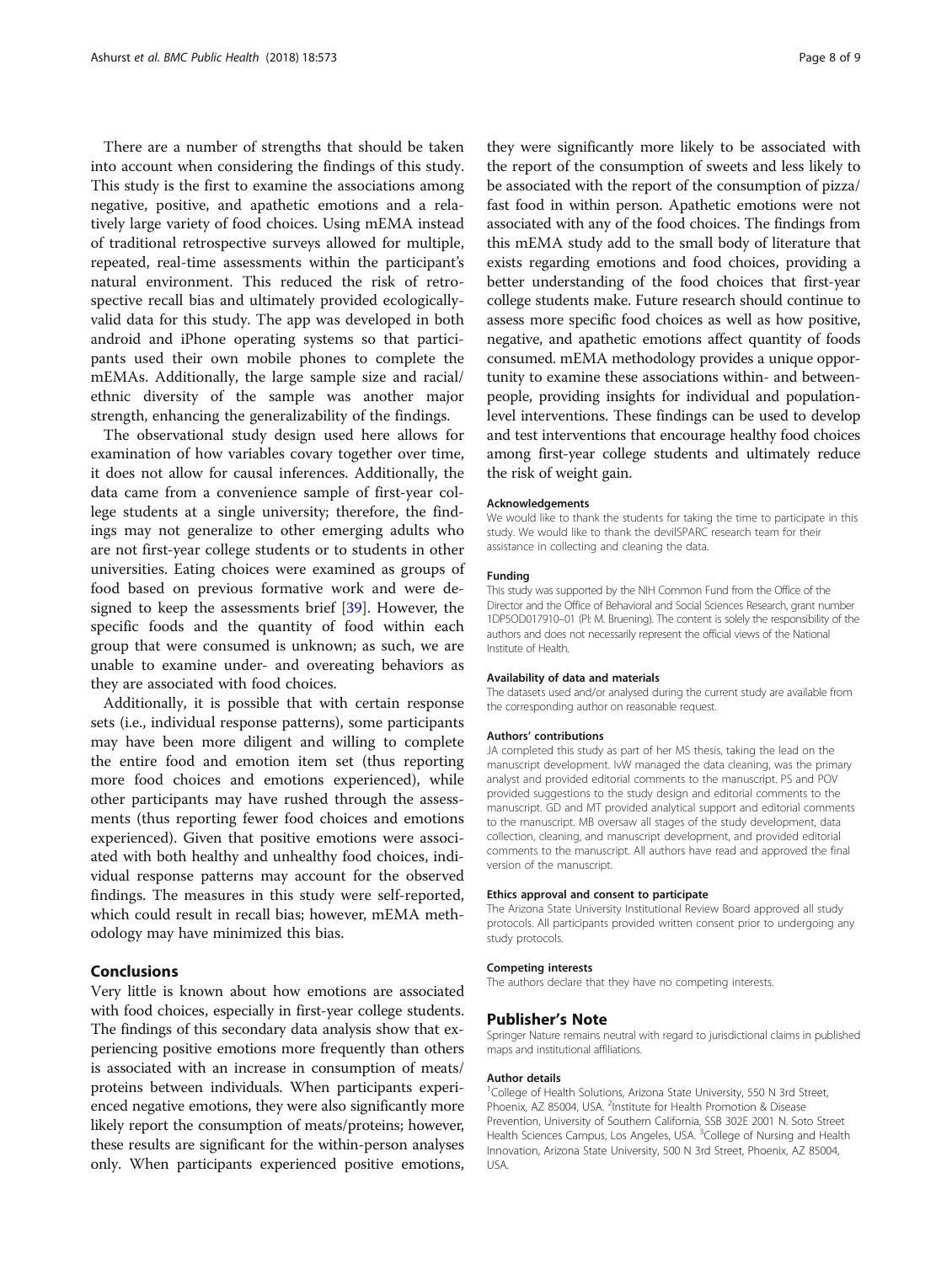There are a number of strengths that should be taken into account when considering the findings of this study. This study is the first to examine the associations among negative, positive, and apathetic emotions and a relatively large variety of food choices. Using mEMA instead of traditional retrospective surveys allowed for multiple, repeated, real-time assessments within the participant's natural environment. This reduced the risk of retrospective recall bias and ultimately provided ecologically-valid data for this study. The app was developed in both android and iPhone operating systems so that participants used their own mobile phones to complete the mEMAs. Additionally, the large sample size and racial/ethnic diversity of the sample was another major strength, enhancing the generalizability of the findings.

The observational study design used here allows for examination of how variables covary together over time, it does not allow for causal inferences. Additionally, the data came from a convenience sample of first-year college students at a single university; therefore, the findings may not generalize to other emerging adults who are not first-year college students or to students in other universities. Eating choices were examined as groups of food based on previous formative work and were designed to keep the assessments brief [39]. However, the specific foods and the quantity of food within each group that were consumed is unknown; as such, we are unable to examine under- and overeating behaviors as they are associated with food choices.

Additionally, it is possible that with certain response sets (i.e., individual response patterns), some participants may have been more diligent and willing to complete the entire food and emotion item set (thus reporting more food choices and emotions experienced), while other participants may have rushed through the assessments (thus reporting fewer food choices and emotions experienced). Given that positive emotions were associated with both healthy and unhealthy food choices, individual response patterns may account for the observed findings. The measures in this study were self-reported, which could result in recall bias; however, mEMA methodology may have minimized this bias.

## Conclusions

Very little is known about how emotions are associated with food choices, especially in first-year college students. The findings of this secondary data analysis show that experiencing positive emotions more frequently than others is associated with an increase in consumption of meats/proteins between individuals. When participants experienced negative emotions, they were also significantly more likely report the consumption of meats/proteins; however, these results are significant for the within-person analyses only. When participants experienced positive emotions, they were significantly more likely to be associated with the report of the consumption of sweets and less likely to be associated with the report of the consumption of pizza/fast food in within person. Apathetic emotions were not associated with any of the food choices. The findings from this mEMA study add to the small body of literature that exists regarding emotions and food choices, providing a better understanding of the food choices that first-year college students make. Future research should continue to assess more specific food choices as well as how positive, negative, and apathetic emotions affect quantity of foods consumed. mEMA methodology provides a unique opportunity to examine these associations within- and between-people, providing insights for individual and population-level interventions. These findings can be used to develop and test interventions that encourage healthy food choices among first-year college students and ultimately reduce the risk of weight gain.

#### Acknowledgements

We would like to thank the students for taking the time to participate in this study. We would like to thank the devilSPARC research team for their assistance in collecting and cleaning the data.

#### Funding

This study was supported by the NIH Common Fund from the Office of the Director and the Office of Behavioral and Social Sciences Research, grant number 1DP5OD017910–01 (PI: M. Bruening). The content is solely the responsibility of the authors and does not necessarily represent the official views of the National Institute of Health.

#### Availability of data and materials

The datasets used and/or analysed during the current study are available from the corresponding author on reasonable request.

#### Authors' contributions

JA completed this study as part of her MS thesis, taking the lead on the manuscript development. IvW managed the data cleaning, was the primary analyst and provided editorial comments to the manuscript. PS and POV provided suggestions to the study design and editorial comments to the manuscript. GD and MT provided analytical support and editorial comments to the manuscript. MB oversaw all stages of the study development, data collection, cleaning, and manuscript development, and provided editorial comments to the manuscript. All authors have read and approved the final version of the manuscript.

#### Ethics approval and consent to participate

The Arizona State University Institutional Review Board approved all study protocols. All participants provided written consent prior to undergoing any study protocols.

#### Competing interests

The authors declare that they have no competing interests.

### Publisher's Note

Springer Nature remains neutral with regard to jurisdictional claims in published maps and institutional affiliations.

#### Author details

[1]College of Health Solutions, Arizona State University, 550 N 3rd Street, Phoenix, AZ 85004, USA. [2]Institute for Health Promotion & Disease Prevention, University of Southern California, SSB 302E 2001 N. Soto Street Health Sciences Campus, Los Angeles, USA. [3]College of Nursing and Health Innovation, Arizona State University, 500 N 3rd Street, Phoenix, AZ 85004, USA.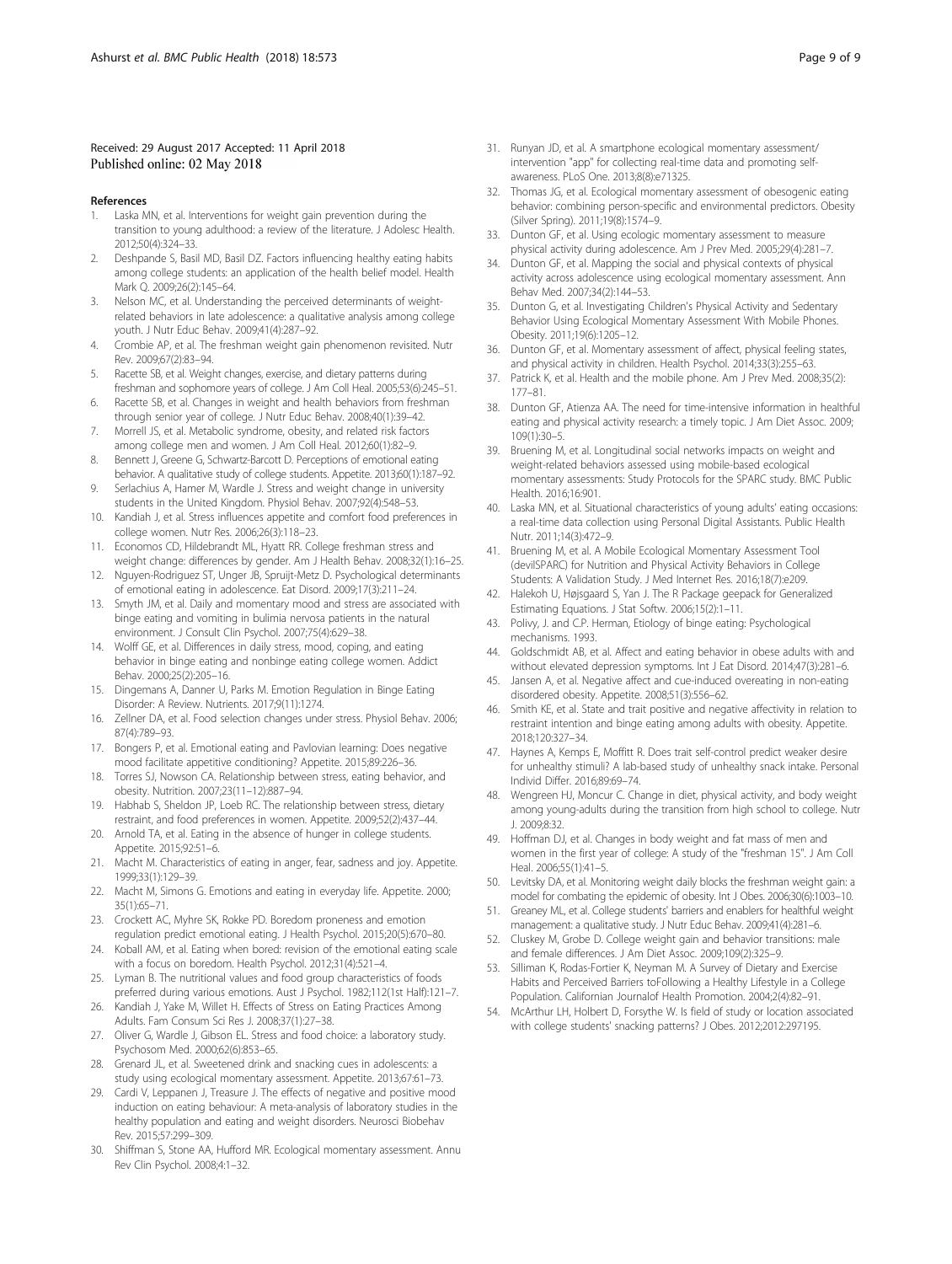Received: 29 August 2017 Accepted: 11 April 2018
Published online: 02 May 2018

## References

1. Laska MN, et al. Interventions for weight gain prevention during the transition to young adulthood: a review of the literature. J Adolesc Health. 2012;50(4):324–33.
2. Deshpande S, Basil MD, Basil DZ. Factors influencing healthy eating habits among college students: an application of the health belief model. Health Mark Q. 2009;26(2):145–64.
3. Nelson MC, et al. Understanding the perceived determinants of weight-related behaviors in late adolescence: a qualitative analysis among college youth. J Nutr Educ Behav. 2009;41(4):287–92.
4. Crombie AP, et al. The freshman weight gain phenomenon revisited. Nutr Rev. 2009;67(2):83–94.
5. Racette SB, et al. Weight changes, exercise, and dietary patterns during freshman and sophomore years of college. J Am Coll Heal. 2005;53(6):245–51.
6. Racette SB, et al. Changes in weight and health behaviors from freshman through senior year of college. J Nutr Educ Behav. 2008;40(1):39–42.
7. Morrell JS, et al. Metabolic syndrome, obesity, and related risk factors among college men and women. J Am Coll Heal. 2012;60(1):82–9.
8. Bennett J, Greene G, Schwartz-Barcott D. Perceptions of emotional eating behavior. A qualitative study of college students. Appetite. 2013;60(1):187–92.
9. Serlachius A, Hamer M, Wardle J. Stress and weight change in university students in the United Kingdom. Physiol Behav. 2007;92(4):548–53.
10. Kandiah J, et al. Stress influences appetite and comfort food preferences in college women. Nutr Res. 2006;26(3):118–23.
11. Economos CD, Hildebrandt ML, Hyatt RR. College freshman stress and weight change: differences by gender. Am J Health Behav. 2008;32(1):16–25.
12. Nguyen-Rodriguez ST, Unger JB, Spruijt-Metz D. Psychological determinants of emotional eating in adolescence. Eat Disord. 2009;17(3):211–24.
13. Smyth JM, et al. Daily and momentary mood and stress are associated with binge eating and vomiting in bulimia nervosa patients in the natural environment. J Consult Clin Psychol. 2007;75(4):629–38.
14. Wolff GE, et al. Differences in daily stress, mood, coping, and eating behavior in binge eating and nonbinge eating college women. Addict Behav. 2000;25(2):205–16.
15. Dingemans A, Danner U, Parks M. Emotion Regulation in Binge Eating Disorder: A Review. Nutrients. 2017;9(11):1274.
16. Zellner DA, et al. Food selection changes under stress. Physiol Behav. 2006;87(4):789–93.
17. Bongers P, et al. Emotional eating and Pavlovian learning: Does negative mood facilitate appetitive conditioning? Appetite. 2015;89:226–36.
18. Torres SJ, Nowson CA. Relationship between stress, eating behavior, and obesity. Nutrition. 2007;23(11–12):887–94.
19. Habhab S, Sheldon JP, Loeb RC. The relationship between stress, dietary restraint, and food preferences in women. Appetite. 2009;52(2):437–44.
20. Arnold TA, et al. Eating in the absence of hunger in college students. Appetite. 2015;92:51–6.
21. Macht M. Characteristics of eating in anger, fear, sadness and joy. Appetite. 1999;33(1):129–39.
22. Macht M, Simons G. Emotions and eating in everyday life. Appetite. 2000;35(1):65–71.
23. Crockett AC, Myhre SK, Rokke PD. Boredom proneness and emotion regulation predict emotional eating. J Health Psychol. 2015;20(5):670–80.
24. Koball AM, et al. Eating when bored: revision of the emotional eating scale with a focus on boredom. Health Psychol. 2012;31(4):521–4.
25. Lyman B. The nutritional values and food group characteristics of foods preferred during various emotions. Aust J Psychol. 1982;112(1st Half):121–7.
26. Kandiah J, Yake M, Willet H. Effects of Stress on Eating Practices Among Adults. Fam Consum Sci Res J. 2008;37(1):27–38.
27. Oliver G, Wardle J, Gibson EL. Stress and food choice: a laboratory study. Psychosom Med. 2000;62(6):853–65.
28. Grenard JL, et al. Sweetened drink and snacking cues in adolescents: a study using ecological momentary assessment. Appetite. 2013;67:61–73.
29. Cardi V, Leppanen J, Treasure J. The effects of negative and positive mood induction on eating behaviour: A meta-analysis of laboratory studies in the healthy population and eating and weight disorders. Neurosci Biobehav Rev. 2015;57:299–309.
30. Shiffman S, Stone AA, Hufford MR. Ecological momentary assessment. Annu Rev Clin Psychol. 2008;4:1–32.
31. Runyan JD, et al. A smartphone ecological momentary assessment/intervention "app" for collecting real-time data and promoting self-awareness. PLoS One. 2013;8(8):e71325.
32. Thomas JG, et al. Ecological momentary assessment of obesogenic eating behavior: combining person-specific and environmental predictors. Obesity (Silver Spring). 2011;19(8):1574–9.
33. Dunton GF, et al. Using ecologic momentary assessment to measure physical activity during adolescence. Am J Prev Med. 2005;29(4):281–7.
34. Dunton GF, et al. Mapping the social and physical contexts of physical activity across adolescence using ecological momentary assessment. Ann Behav Med. 2007;34(2):144–53.
35. Dunton G, et al. Investigating Children's Physical Activity and Sedentary Behavior Using Ecological Momentary Assessment With Mobile Phones. Obesity. 2011;19(6):1205–12.
36. Dunton GF, et al. Momentary assessment of affect, physical feeling states, and physical activity in children. Health Psychol. 2014;33(3):255–63.
37. Patrick K, et al. Health and the mobile phone. Am J Prev Med. 2008;35(2):177–81.
38. Dunton GF, Atienza AA. The need for time-intensive information in healthful eating and physical activity research: a timely topic. J Am Diet Assoc. 2009;109(1):30–5.
39. Bruening M, et al. Longitudinal social networks impacts on weight and weight-related behaviors assessed using mobile-based ecological momentary assessments: Study Protocols for the SPARC study. BMC Public Health. 2016;16:901.
40. Laska MN, et al. Situational characteristics of young adults' eating occasions: a real-time data collection using Personal Digital Assistants. Public Health Nutr. 2011;14(3):472–9.
41. Bruening M, et al. A Mobile Ecological Momentary Assessment Tool (devilSPARC) for Nutrition and Physical Activity Behaviors in College Students: A Validation Study. J Med Internet Res. 2016;18(7):e209.
42. Halekoh U, Højsgaard S, Yan J. The R Package geepack for Generalized Estimating Equations. J Stat Softw. 2006;15(2):1–11.
43. Polivy, J. and C.P. Herman, Etiology of binge eating: Psychological mechanisms. 1993.
44. Goldschmidt AB, et al. Affect and eating behavior in obese adults with and without elevated depression symptoms. Int J Eat Disord. 2014;47(3):281–6.
45. Jansen A, et al. Negative affect and cue-induced overeating in non-eating disordered obesity. Appetite. 2008;51(3):556–62.
46. Smith KE, et al. State and trait positive and negative affectivity in relation to restraint intention and binge eating among adults with obesity. Appetite. 2018;120:327–34.
47. Haynes A, Kemps E, Moffitt R. Does trait self-control predict weaker desire for unhealthy stimuli? A lab-based study of unhealthy snack intake. Personal Individ Differ. 2016;89:69–74.
48. Wengreen HJ, Moncur C. Change in diet, physical activity, and body weight among young-adults during the transition from high school to college. Nutr J. 2009;8:32.
49. Hoffman DJ, et al. Changes in body weight and fat mass of men and women in the first year of college: A study of the "freshman 15". J Am Coll Heal. 2006;55(1):41–5.
50. Levitsky DA, et al. Monitoring weight daily blocks the freshman weight gain: a model for combating the epidemic of obesity. Int J Obes. 2006;30(6):1003–10.
51. Greaney ML, et al. College students' barriers and enablers for healthful weight management: a qualitative study. J Nutr Educ Behav. 2009;41(4):281–6.
52. Cluskey M, Grobe D. College weight gain and behavior transitions: male and female differences. J Am Diet Assoc. 2009;109(2):325–9.
53. Silliman K, Rodas-Fortier K, Neyman M. A Survey of Dietary and Exercise Habits and Perceived Barriers toFollowing a Healthy Lifestyle in a College Population. Californian Journalof Health Promotion. 2004;2(4):82–91.
54. McArthur LH, Holbert D, Forsythe W. Is field of study or location associated with college students' snacking patterns? J Obes. 2012;2012:297195.